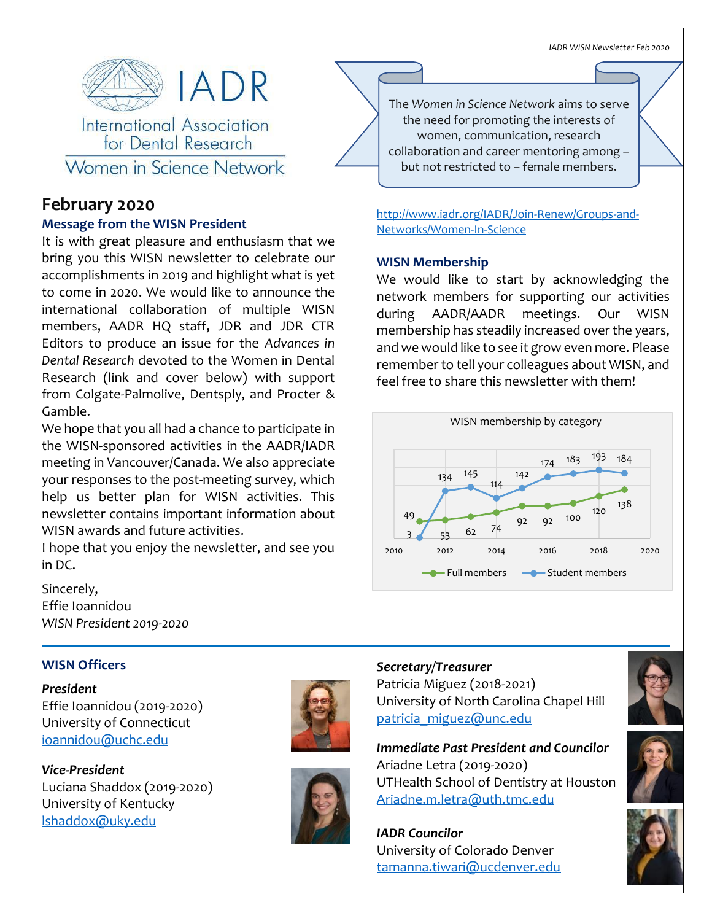IADR

International Association for Dental Research

Women in Science Network

The *Women in Science Network* aims to serve the need for promoting the interests of women, communication, research collaboration and career mentoring among – but not restricted to – female members.

## February 2020

### Message from the WISN President

It is with great pleasure and enthusiasm that we bring you this WISN newsletter to celebrate our accomplishments in 2019 and highlight what is yet to come in 2020. We would like to announce the international collaboration of multiple WISN members, AADR HQ staff, JDR and JDR CTR Editors to produce an issue for the *Advances in Dental Research* devoted to the Women in Dental Research (link and cover below) with support from Colgate-Palmolive, Dentsply, and Procter & Gamble.

We hope that you all had a chance to participate in the WISN-sponsored activities in the AADR/IADR meeting in Vancouver/Canada. We also appreciate your responses to the post-meeting survey, which help us better plan for WISN activities. This newsletter contains important information about WISN awards and future activities.

I hope that you enjoy the newsletter, and see you in DC.

Sincerely,
Effie Ioannidou
*WISN President 2019-2020*

http://www.iadr.org/IADR/Join-Renew/Groups-and-Networks/Women-In-Science

### WISN Membership

We would like to start by acknowledging the network members for supporting our activities during AADR/AADR meetings. Our WISN membership has steadily increased over the years, and we would like to see it grow even more. Please remember to tell your colleagues about WISN, and feel free to share this newsletter with them!

WISN membership by category

| Year | Full members | Student members |
|---|---|---|
| 2011 | 49 | 3 |
| 2012 | 53 | 134 |
| 2013 | 62 | 145 |
| 2014 | 74 | 114 |
| 2015 | 92 | 142 |
| 2016 | 92 | 174 |
| 2017 | 100 | 183 |
| 2018 | 120 | 193 |
| 2019 | 138 | 184 |

### WISN Officers

***President***
Effie Ioannidou (2019-2020)
University of Connecticut
ioannidou@uchc.edu

***Vice-President***
Luciana Shaddox (2019-2020)
University of Kentucky
lshaddox@uky.edu

***Secretary/Treasurer***
Patricia Miguez (2018-2021)
University of North Carolina Chapel Hill
patricia_miguez@unc.edu

***Immediate Past President and Councilor***
Ariadne Letra (2019-2020)
UTHealth School of Dentistry at Houston
Ariadne.m.letra@uth.tmc.edu

***IADR Councilor***
University of Colorado Denver
tamanna.tiwari@ucdenver.edu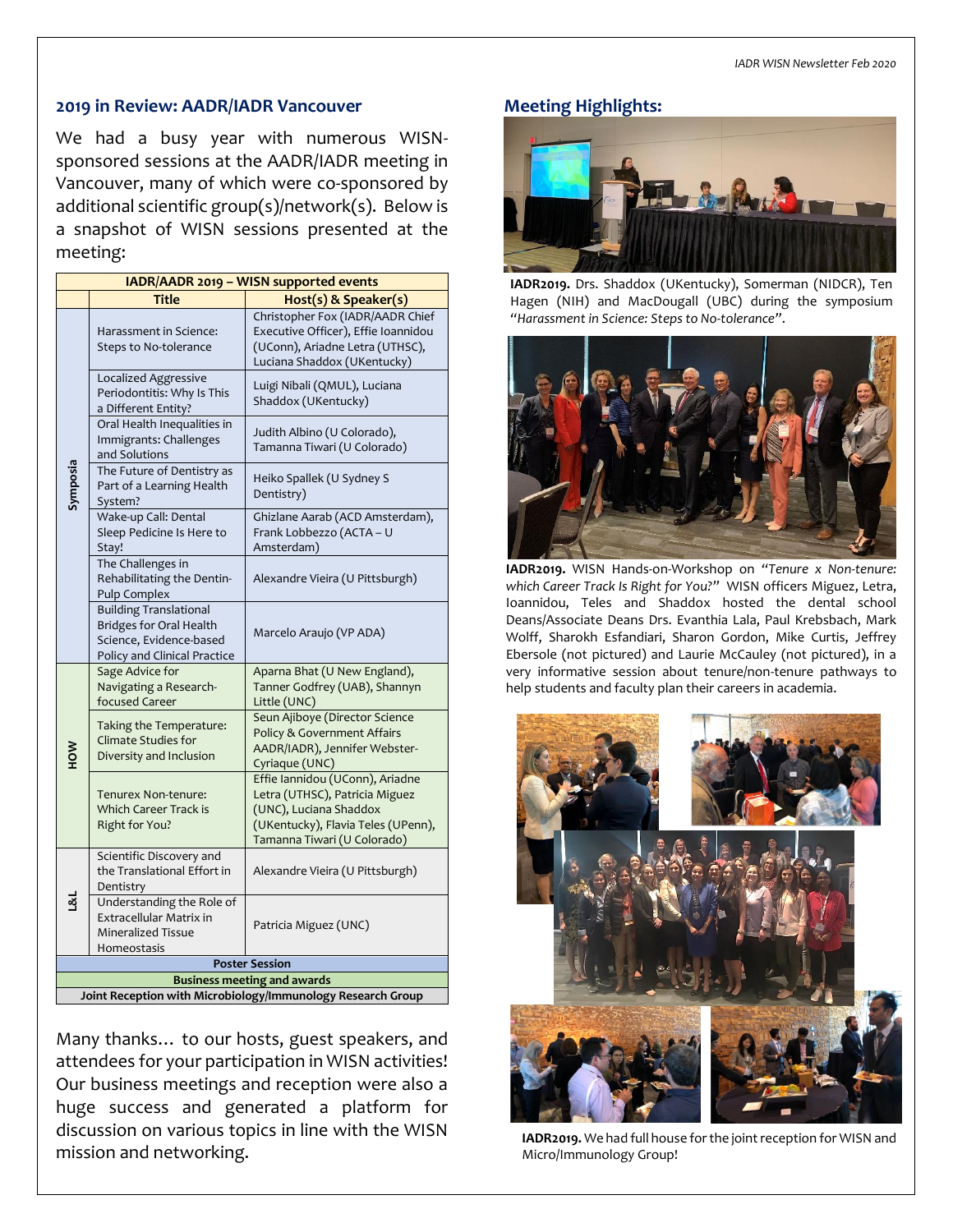## 2019 in Review: AADR/IADR Vancouver

We had a busy year with numerous WISN-sponsored sessions at the AADR/IADR meeting in Vancouver, many of which were co-sponsored by additional scientific group(s)/network(s). Below is a snapshot of WISN sessions presented at the meeting:

| IADR/AADR 2019 – WISN supported events | | |
|---|---|---|
| | **Title** | **Host(s) & Speaker(s)** |
| Symposia | Harassment in Science: Steps to No-tolerance | Christopher Fox (IADR/AADR Chief Executive Officer), Effie Ioannidou (UConn), Ariadne Letra (UTHSC), Luciana Shaddox (UKentucky) |
| | Localized Aggressive Periodontitis: Why Is This a Different Entity? | Luigi Nibali (QMUL), Luciana Shaddox (UKentucky) |
| | Oral Health Inequalities in Immigrants: Challenges and Solutions | Judith Albino (U Colorado), Tamanna Tiwari (U Colorado) |
| | The Future of Dentistry as Part of a Learning Health System? | Heiko Spallek (U Sydney S Dentistry) |
| | Wake-up Call: Dental Sleep Pedicine Is Here to Stay! | Ghizlane Aarab (ACD Amsterdam), Frank Lobbezzo (ACTA – U Amsterdam) |
| | The Challenges in Rehabilitating the Dentin-Pulp Complex | Alexandre Vieira (U Pittsburgh) |
| | Building Translational Bridges for Oral Health Science, Evidence-based Policy and Clinical Practice | Marcelo Araujo (VP ADA) |
| HOW | Sage Advice for Navigating a Research-focused Career | Aparna Bhat (U New England), Tanner Godfrey (UAB), Shannyn Little (UNC) |
| | Taking the Temperature: Climate Studies for Diversity and Inclusion | Seun Ajiboye (Director Science Policy & Government Affairs AADR/IADR), Jennifer Webster-Cyriaque (UNC) |
| | Tenurex Non-tenure: Which Career Track is Right for You? | Effie Iannidou (UConn), Ariadne Letra (UTHSC), Patricia Miguez (UNC), Luciana Shaddox (UKentucky), Flavia Teles (UPenn), Tamanna Tiwari (U Colorado) |
| L&L | Scientific Discovery and the Translational Effort in Dentistry | Alexandre Vieira (U Pittsburgh) |
| | Understanding the Role of Extracellular Matrix in Mineralized Tissue Homeostasis | Patricia Miguez (UNC) |
| **Poster Session** | | |
| **Business meeting and awards** | | |
| **Joint Reception with Microbiology/Immunology Research Group** | | |

Many thanks… to our hosts, guest speakers, and attendees for your participation in WISN activities! Our business meetings and reception were also a huge success and generated a platform for discussion on various topics in line with the WISN mission and networking.

## Meeting Highlights:

**IADR2019.** Drs. Shaddox (UKentucky), Somerman (NIDCR), Ten Hagen (NIH) and MacDougall (UBC) during the symposium *"Harassment in Science: Steps to No-tolerance"*.

**IADR2019.** WISN Hands-on-Workshop on *"Tenure x Non-tenure: which Career Track Is Right for You?"* WISN officers Miguez, Letra, Ioannidou, Teles and Shaddox hosted the dental school Deans/Associate Deans Drs. Evanthia Lala, Paul Krebsbach, Mark Wolff, Sharokh Esfandiari, Sharon Gordon, Mike Curtis, Jeffrey Ebersole (not pictured) and Laurie McCauley (not pictured), in a very informative session about tenure/non-tenure pathways to help students and faculty plan their careers in academia.

**IADR2019.** We had full house for the joint reception for WISN and Micro/Immunology Group!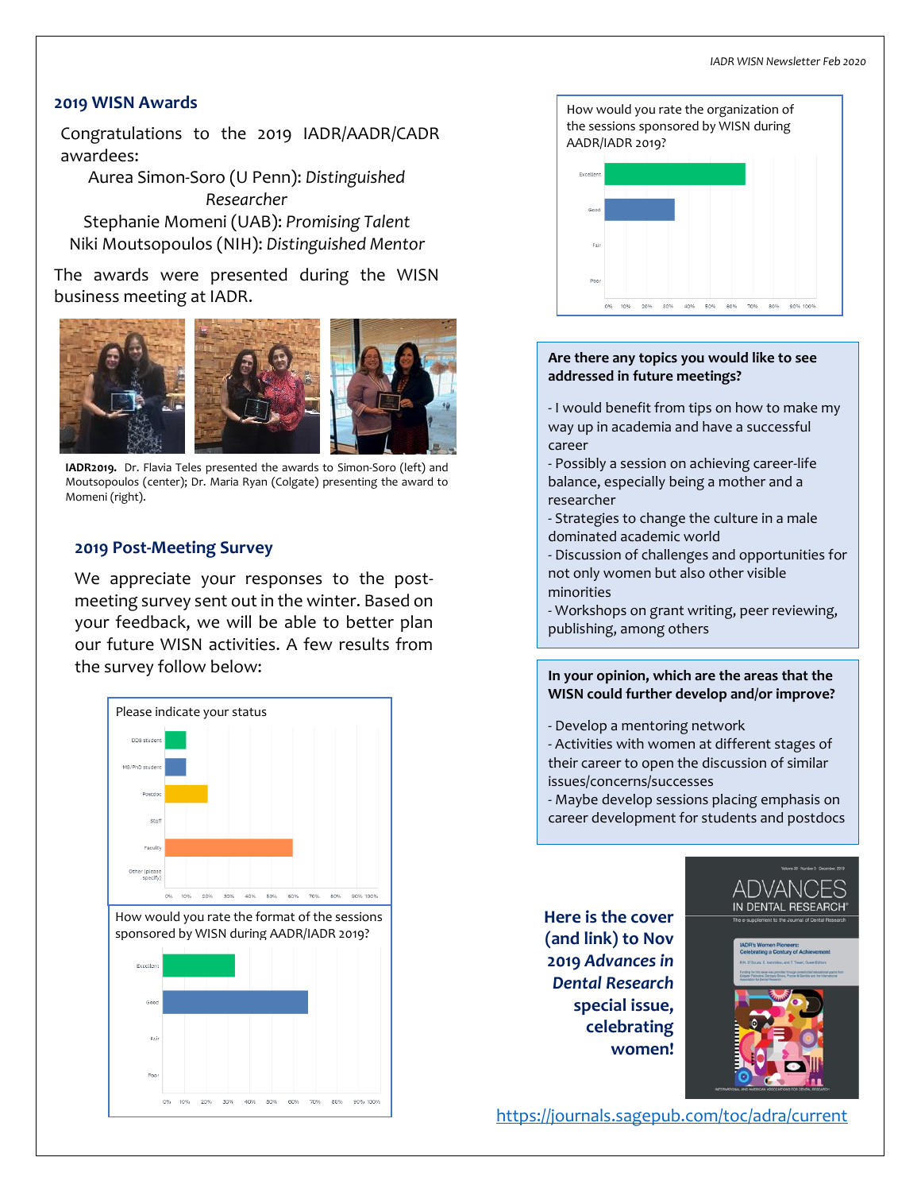## 2019 WISN Awards

Congratulations to the 2019 IADR/AADR/CADR awardees:

Aurea Simon-Soro (U Penn): *Distinguished Researcher*

Stephanie Momeni (UAB): *Promising Talent*

Niki Moutsopoulos (NIH): *Distinguished Mentor*

The awards were presented during the WISN business meeting at IADR.

**IADR2019.** Dr. Flavia Teles presented the awards to Simon-Soro (left) and Moutsopoulos (center); Dr. Maria Ryan (Colgate) presenting the award to Momeni (right).

## 2019 Post-Meeting Survey

We appreciate your responses to the post-meeting survey sent out in the winter. Based on your feedback, we will be able to better plan our future WISN activities. A few results from the survey follow below:

Please indicate your status

How would you rate the format of the sessions sponsored by WISN during AADR/IADR 2019?

How would you rate the organization of the sessions sponsored by WISN during AADR/IADR 2019?

**Are there any topics you would like to see addressed in future meetings?**

- I would benefit from tips on how to make my way up in academia and have a successful career
- Possibly a session on achieving career-life balance, especially being a mother and a researcher
- Strategies to change the culture in a male dominated academic world
- Discussion of challenges and opportunities for not only women but also other visible minorities
- Workshops on grant writing, peer reviewing, publishing, among others

**In your opinion, which are the areas that the WISN could further develop and/or improve?**

- Develop a mentoring network
- Activities with women at different stages of their career to open the discussion of similar issues/concerns/successes
- Maybe develop sessions placing emphasis on career development for students and postdocs

**Here is the cover (and link) to Nov 2019 *Advances in Dental Research* special issue, celebrating women!**

https://journals.sagepub.com/toc/adra/current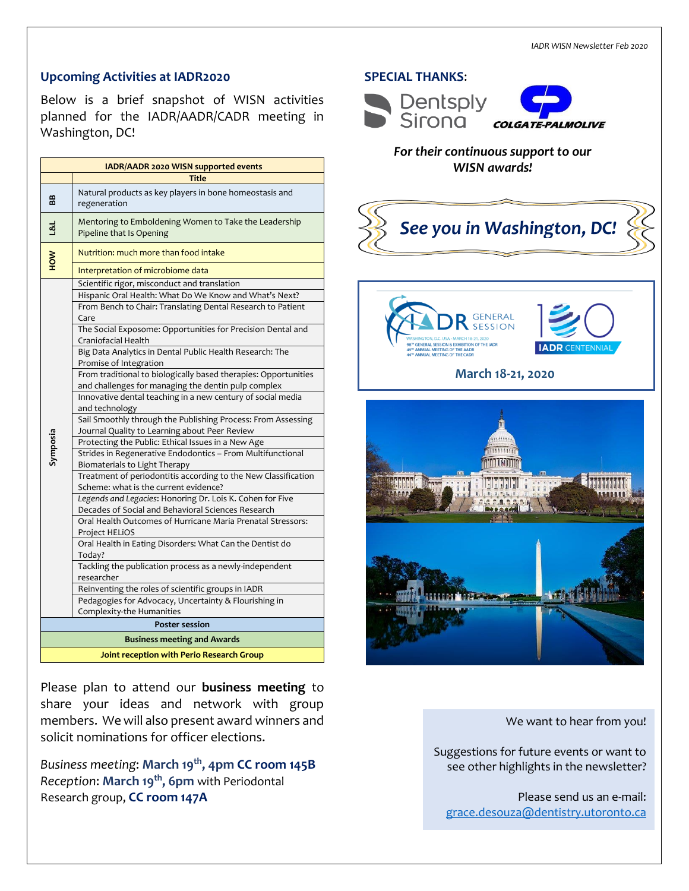## Upcoming Activities at IADR2020

Below is a brief snapshot of WISN activities planned for the IADR/AADR/CADR meeting in Washington, DC!

| IADR/AADR 2020 WISN supported events | |
|---|---|
| | **Title** |
| BB | Natural products as key players in bone homeostasis and regeneration |
| L&L | Mentoring to Emboldening Women to Take the Leadership Pipeline that Is Opening |
| HOW | Nutrition: much more than food intake |
| | Interpretation of microbiome data |
| Symposia | Scientific rigor, misconduct and translation |
| | Hispanic Oral Health: What Do We Know and What's Next? |
| | From Bench to Chair: Translating Dental Research to Patient Care |
| | The Social Exposome: Opportunities for Precision Dental and Craniofacial Health |
| | Big Data Analytics in Dental Public Health Research: The Promise of Integration |
| | From traditional to biologically based therapies: Opportunities and challenges for managing the dentin pulp complex |
| | Innovative dental teaching in a new century of social media and technology |
| | Sail Smoothly through the Publishing Process: From Assessing Journal Quality to Learning about Peer Review |
| | Protecting the Public: Ethical Issues in a New Age |
| | Strides in Regenerative Endodontics – From Multifunctional Biomaterials to Light Therapy |
| | Treatment of periodontitis according to the New Classification Scheme: what is the current evidence? |
| | *Legends and Legacies*: Honoring Dr. Lois K. Cohen for Five Decades of Social and Behavioral Sciences Research |
| | Oral Health Outcomes of Hurricane Maria Prenatal Stressors: Project HELiOS |
| | Oral Health in Eating Disorders: What Can the Dentist do Today? |
| | Tackling the publication process as a newly-independent researcher |
| | Reinventing the roles of scientific groups in IADR |
| | Pedagogies for Advocacy, Uncertainty & Flourishing in Complexity-the Humanities |
| **Poster session** | |
| **Business meeting and Awards** | |
| **Joint reception with Perio Research Group** | |

Please plan to attend our **business meeting** to share your ideas and network with group members. We will also present award winners and solicit nominations for officer elections.

*Business meeting*: **March 19th, 4pm CC room 145B**
*Reception*: **March 19th, 6pm** with Periodontal Research group, **CC room 147A**

## SPECIAL THANKS:

Dentsply Sirona    COLGATE-PALMOLIVE

***For their continuous support to our WISN awards!***

***See you in Washington, DC!***

IADR GENERAL SESSION
WASHINGTON, D.C. USA • MARCH 18-21, 2020
98th GENERAL SESSION & EXHIBITION OF THE IADR
49th ANNUAL MEETING OF THE AADR
44th ANNUAL MEETING OF THE CADR

IADR CENTENNIAL

**March 18-21, 2020**

We want to hear from you!

Suggestions for future events or want to see other highlights in the newsletter?

Please send us an e-mail:
grace.desouza@dentistry.utoronto.ca